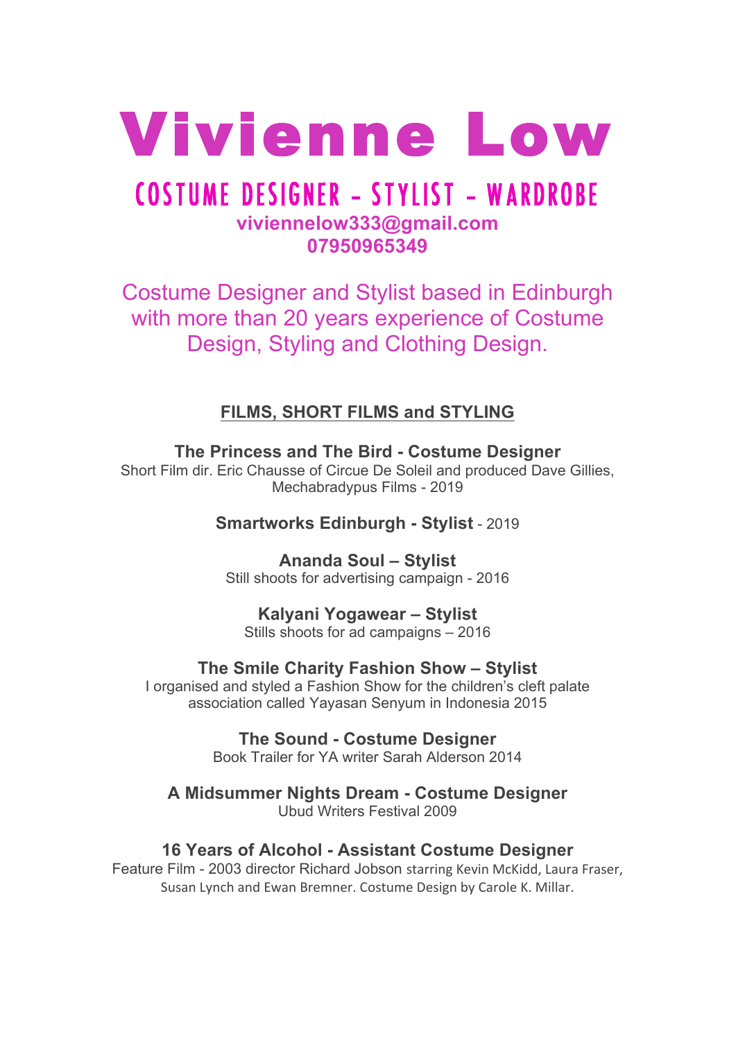# Vivienne Low

## COSTUME DESIGNER – STYLIST – WARDROBE

**viviennelow333@gmail.com**
**07950965349**

Costume Designer and Stylist based in Edinburgh with more than 20 years experience of Costume Design, Styling and Clothing Design.

### FILMS, SHORT FILMS and STYLING

**The Princess and The Bird - Costume Designer**
Short Film dir. Eric Chausse of Circue De Soleil and produced Dave Gillies, Mechabradypus Films - 2019

**Smartworks Edinburgh - Stylist** - 2019

**Ananda Soul – Stylist**
Still shoots for advertising campaign - 2016

**Kalyani Yogawear – Stylist**
Stills shoots for ad campaigns – 2016

**The Smile Charity Fashion Show – Stylist**
I organised and styled a Fashion Show for the children's cleft palate association called Yayasan Senyum in Indonesia 2015

**The Sound - Costume Designer**
Book Trailer for YA writer Sarah Alderson 2014

**A Midsummer Nights Dream - Costume Designer**
Ubud Writers Festival 2009

**16 Years of Alcohol - Assistant Costume Designer**
Feature Film - 2003 director Richard Jobson starring Kevin McKidd, Laura Fraser, Susan Lynch and Ewan Bremner. Costume Design by Carole K. Millar.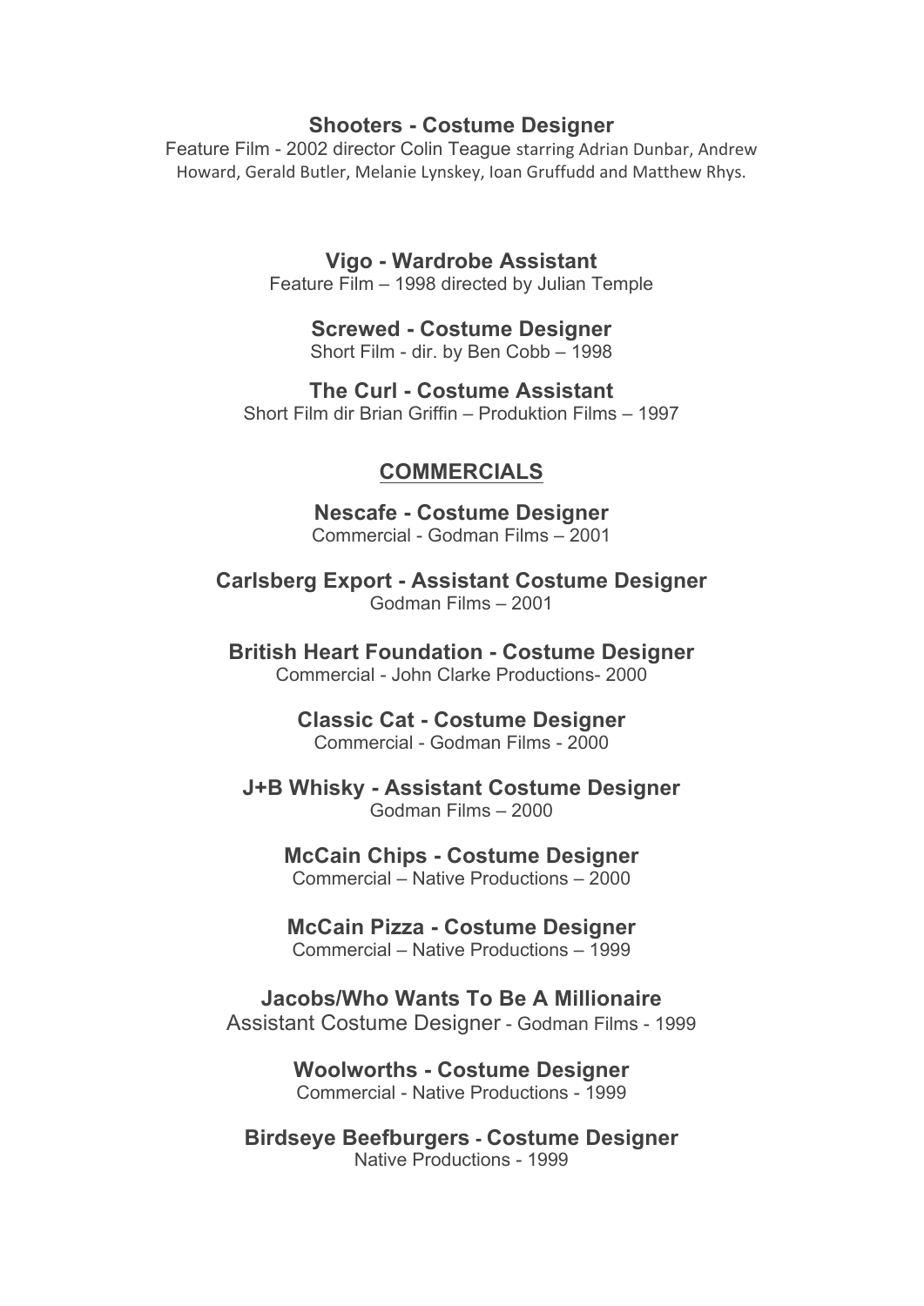**Shooters - Costume Designer**
Feature Film - 2002 director Colin Teague starring Adrian Dunbar, Andrew Howard, Gerald Butler, Melanie Lynskey, Ioan Gruffudd and Matthew Rhys.

**Vigo - Wardrobe Assistant**
Feature Film – 1998 directed by Julian Temple

**Screwed - Costume Designer**
Short Film - dir. by Ben Cobb – 1998

**The Curl - Costume Assistant**
Short Film dir Brian Griffin – Produktion Films – 1997

## COMMERCIALS

**Nescafe - Costume Designer**
Commercial - Godman Films – 2001

**Carlsberg Export - Assistant Costume Designer**
Godman Films – 2001

**British Heart Foundation - Costume Designer**
Commercial - John Clarke Productions- 2000

**Classic Cat - Costume Designer**
Commercial - Godman Films - 2000

**J+B Whisky - Assistant Costume Designer**
Godman Films – 2000

**McCain Chips - Costume Designer**
Commercial – Native Productions – 2000

**McCain Pizza - Costume Designer**
Commercial – Native Productions – 1999

**Jacobs/Who Wants To Be A Millionaire**
Assistant Costume Designer - Godman Films - 1999

**Woolworths - Costume Designer**
Commercial - Native Productions - 1999

**Birdseye Beefburgers - Costume Designer**
Native Productions - 1999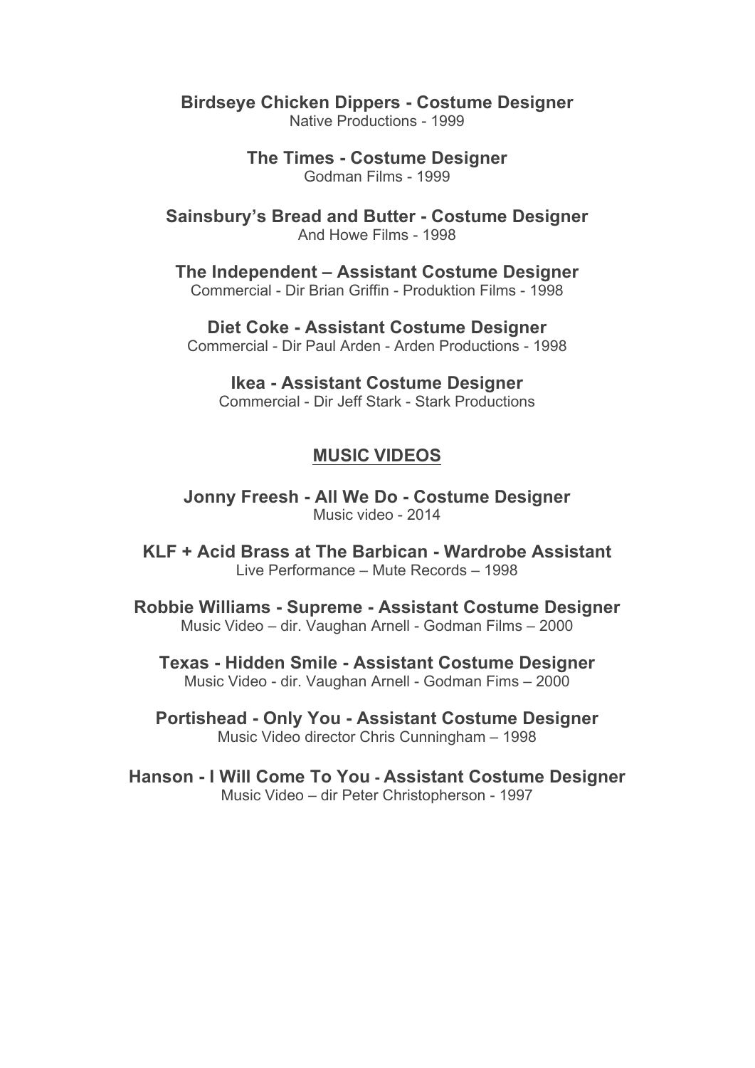**Birdseye Chicken Dippers - Costume Designer**
Native Productions - 1999

**The Times - Costume Designer**
Godman Films - 1999

**Sainsbury's Bread and Butter - Costume Designer**
And Howe Films - 1998

**The Independent – Assistant Costume Designer**
Commercial - Dir Brian Griffin - Produktion Films - 1998

**Diet Coke - Assistant Costume Designer**
Commercial - Dir Paul Arden - Arden Productions - 1998

**Ikea - Assistant Costume Designer**
Commercial - Dir Jeff Stark - Stark Productions

## MUSIC VIDEOS

**Jonny Freesh - All We Do - Costume Designer**
Music video - 2014

**KLF + Acid Brass at The Barbican - Wardrobe Assistant**
Live Performance – Mute Records – 1998

**Robbie Williams - Supreme - Assistant Costume Designer**
Music Video – dir. Vaughan Arnell - Godman Films – 2000

**Texas - Hidden Smile - Assistant Costume Designer**
Music Video - dir. Vaughan Arnell - Godman Fims – 2000

**Portishead - Only You - Assistant Costume Designer**
Music Video director Chris Cunningham – 1998

**Hanson - I Will Come To You - Assistant Costume Designer**
Music Video – dir Peter Christopherson - 1997